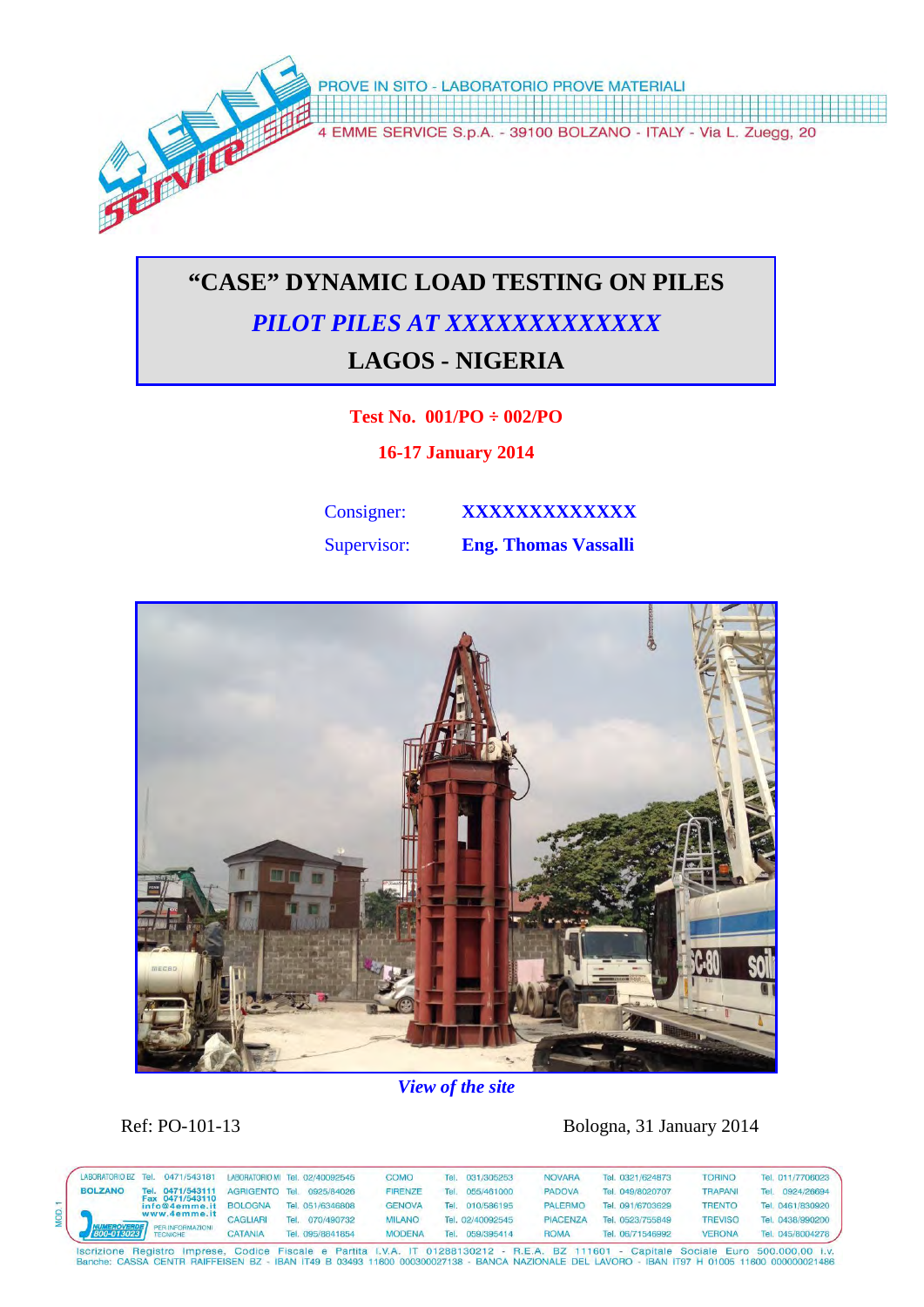PROVE IN SITO - LABORATORIO PROVE MATERIALI

4 EMME SERVICE S.p.A. - 39100 BOLZANO - ITALY - Via L. Zuegg, 20

# "CASE" DYNAMIC LOAD TESTING ON PILES

## *PILOT PILES AT XXXXXXXXXXXXX*

## LAGOS - NIGERIA

**Test No. 001/PO ÷ 002/PO**

**16-17 January 2014**

Consigner: **XXXXXXXXXXXXX**

Supervisor: **Eng. Thomas Vassalli**

*View of the site*

Ref: PO-101-13

Bologna, 31 January 2014

| LABORATORIO BZ | Tel. 0471/543181 | LABORATORIO MI | Tel. 02/40092545 | COMO | Tel. 031/305253 | NOVARA | Tel. 0321/624873 | TORINO | Tel. 011/7706023 |
|---|---|---|---|---|---|---|---|---|---|
| BOLZANO | Tel. 0471/543111 Fax 0471/543110 | AGRIGENTO | Tel. 0925/84026 | FIRENZE | Tel. 055/461000 | PADOVA | Tel. 049/8020707 | TRAPANI | Tel. 0924/26694 |
| info@4emme.it | www.4emme.it | BOLOGNA | Tel. 051/6346808 | GENOVA | Tel. 010/586195 | PALERMO | Tel. 091/6703629 | TRENTO | Tel. 0461/830920 |
| NUMEROVERDE 800-013023 | PER INFORMAZIONI TECNICHE | CAGLIARI | Tel. 070/490732 | MILANO | Tel. 02/40092545 | PIACENZA | Tel. 0523/755849 | TREVISO | Tel. 0438/990200 |
| | | CATANIA | Tel. 095/8841854 | MODENA | Tel. 059/395414 | ROMA | Tel. 06/71546992 | VERONA | Tel. 045/8004278 |

Iscrizione Registro Imprese, Codice Fiscale e Partita I.V.A. IT 01288130212 - R.E.A. BZ 111601 - Capitale Sociale Euro 500.000,00 i.v.
Banche: CASSA CENTR RAIFFEISEN BZ - IBAN IT49 B 03493 11600 000300027138 - BANCA NAZIONALE DEL LAVORO - IBAN IT97 H 01005 11600 000000021486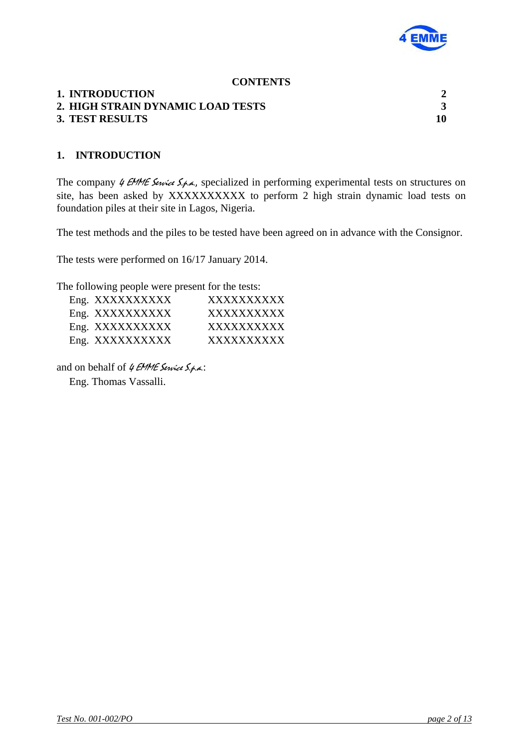**CONTENTS**

| | |
|---|---|
| **1. INTRODUCTION** | **2** |
| **2. HIGH STRAIN DYNAMIC LOAD TESTS** | **3** |
| **3. TEST RESULTS** | **10** |

## 1. INTRODUCTION

The company *4 EMME Service S.p.a.*, specialized in performing experimental tests on structures on site, has been asked by XXXXXXXXXX to perform 2 high strain dynamic load tests on foundation piles at their site in Lagos, Nigeria.

The test methods and the piles to be tested have been agreed on in advance with the Consignor.

The tests were performed on 16/17 January 2014.

The following people were present for the tests:

| | |
|---|---|
| Eng. XXXXXXXXXX | XXXXXXXXXX |
| Eng. XXXXXXXXXX | XXXXXXXXXX |
| Eng. XXXXXXXXXX | XXXXXXXXXX |
| Eng. XXXXXXXXXX | XXXXXXXXXX |

and on behalf of *4 EMME Service S.p.a.*:

Eng. Thomas Vassalli.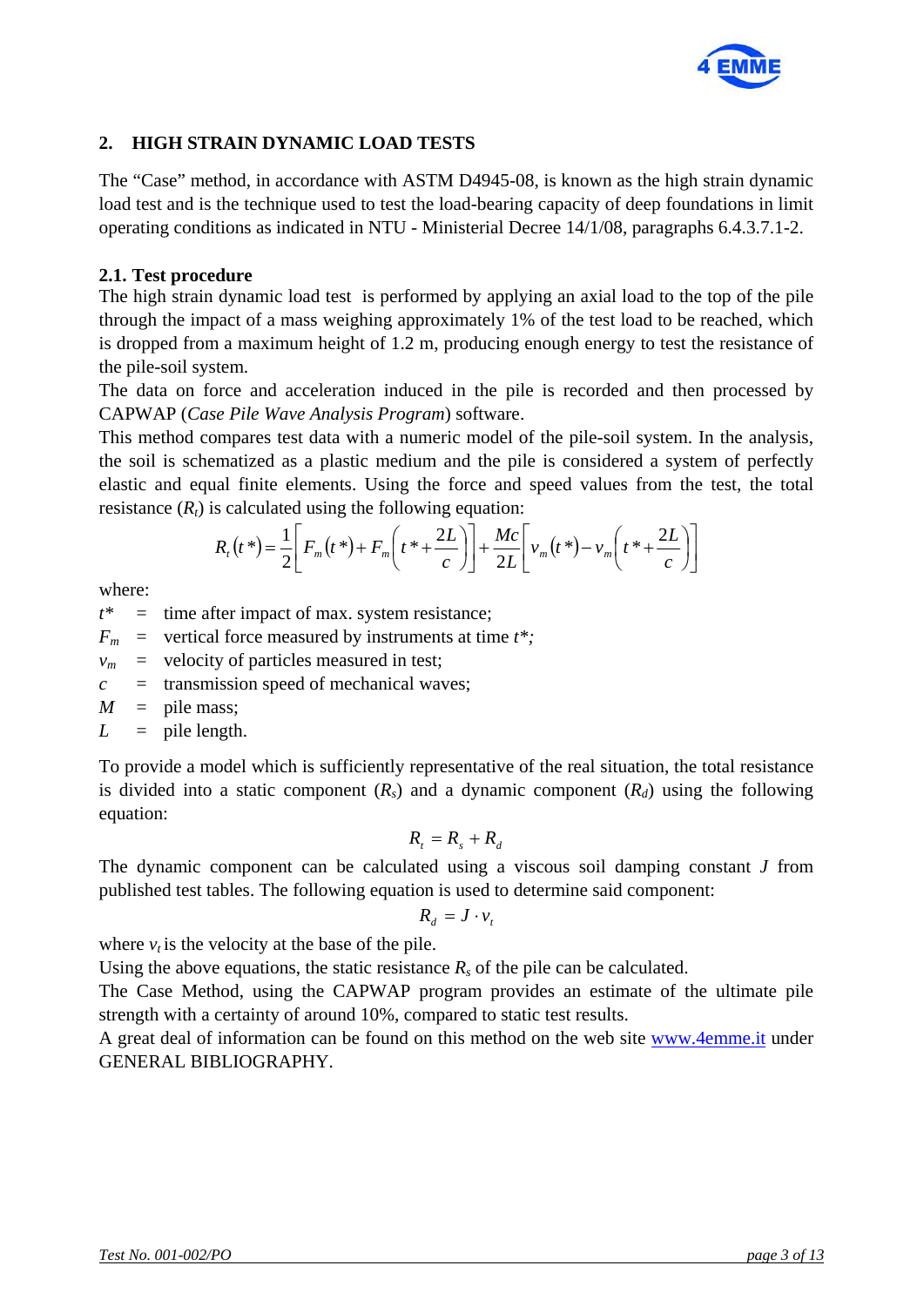## 2. HIGH STRAIN DYNAMIC LOAD TESTS

The "Case" method, in accordance with ASTM D4945-08, is known as the high strain dynamic load test and is the technique used to test the load-bearing capacity of deep foundations in limit operating conditions as indicated in NTU - Ministerial Decree 14/1/08, paragraphs 6.4.3.7.1-2.

### 2.1. Test procedure

The high strain dynamic load test is performed by applying an axial load to the top of the pile through the impact of a mass weighing approximately 1% of the test load to be reached, which is dropped from a maximum height of 1.2 m, producing enough energy to test the resistance of the pile-soil system.

The data on force and acceleration induced in the pile is recorded and then processed by CAPWAP (*Case Pile Wave Analysis Program*) software.

This method compares test data with a numeric model of the pile-soil system. In the analysis, the soil is schematized as a plastic medium and the pile is considered a system of perfectly elastic and equal finite elements. Using the force and speed values from the test, the total resistance ($R_t$) is calculated using the following equation:

$$R_t(t^*) = \frac{1}{2}\left[F_m(t^*) + F_m\left(t^* + \frac{2L}{c}\right)\right] + \frac{Mc}{2L}\left[v_m(t^*) - v_m\left(t^* + \frac{2L}{c}\right)\right]$$

where:

- $t^*$ = time after impact of max. system resistance;
- $F_m$ = vertical force measured by instruments at time $t^*$;
- $v_m$ = velocity of particles measured in test;
- $c$ = transmission speed of mechanical waves;
- $M$ = pile mass;
- $L$ = pile length.

To provide a model which is sufficiently representative of the real situation, the total resistance is divided into a static component ($R_s$) and a dynamic component ($R_d$) using the following equation:

$$R_t = R_s + R_d$$

The dynamic component can be calculated using a viscous soil damping constant $J$ from published test tables. The following equation is used to determine said component:

$$R_d = J \cdot v_t$$

where $v_t$ is the velocity at the base of the pile.

Using the above equations, the static resistance $R_s$ of the pile can be calculated.

The Case Method, using the CAPWAP program provides an estimate of the ultimate pile strength with a certainty of around 10%, compared to static test results.

A great deal of information can be found on this method on the web site www.4emme.it under GENERAL BIBLIOGRAPHY.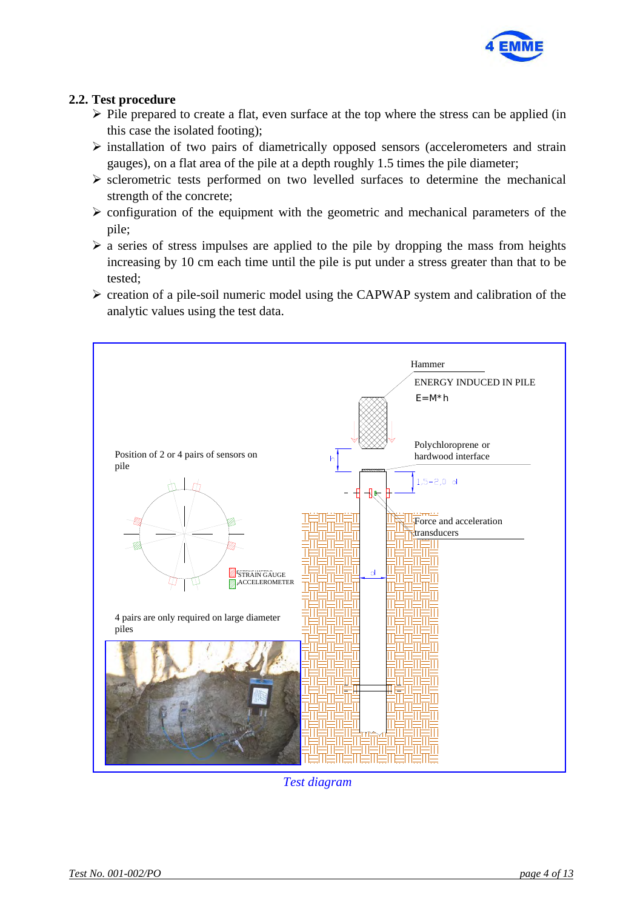## 2.2. Test procedure

- Pile prepared to create a flat, even surface at the top where the stress can be applied (in this case the isolated footing);
- installation of two pairs of diametrically opposed sensors (accelerometers and strain gauges), on a flat area of the pile at a depth roughly 1.5 times the pile diameter;
- sclerometric tests performed on two levelled surfaces to determine the mechanical strength of the concrete;
- configuration of the equipment with the geometric and mechanical parameters of the pile;
- a series of stress impulses are applied to the pile by dropping the mass from heights increasing by 10 cm each time until the pile is put under a stress greater than that to be tested;
- creation of a pile-soil numeric model using the CAPWAP system and calibration of the analytic values using the test data.

Hammer

ENERGY INDUCED IN PILE

$E = M*h$

Polychloroprene or hardwood interface

1,5−2,0 d

Force and acceleration transducers

Position of 2 or 4 pairs of sensors on pile

STRAIN GAUGE

ACCELEROMETER

4 pairs are only required on large diameter piles

*Test diagram*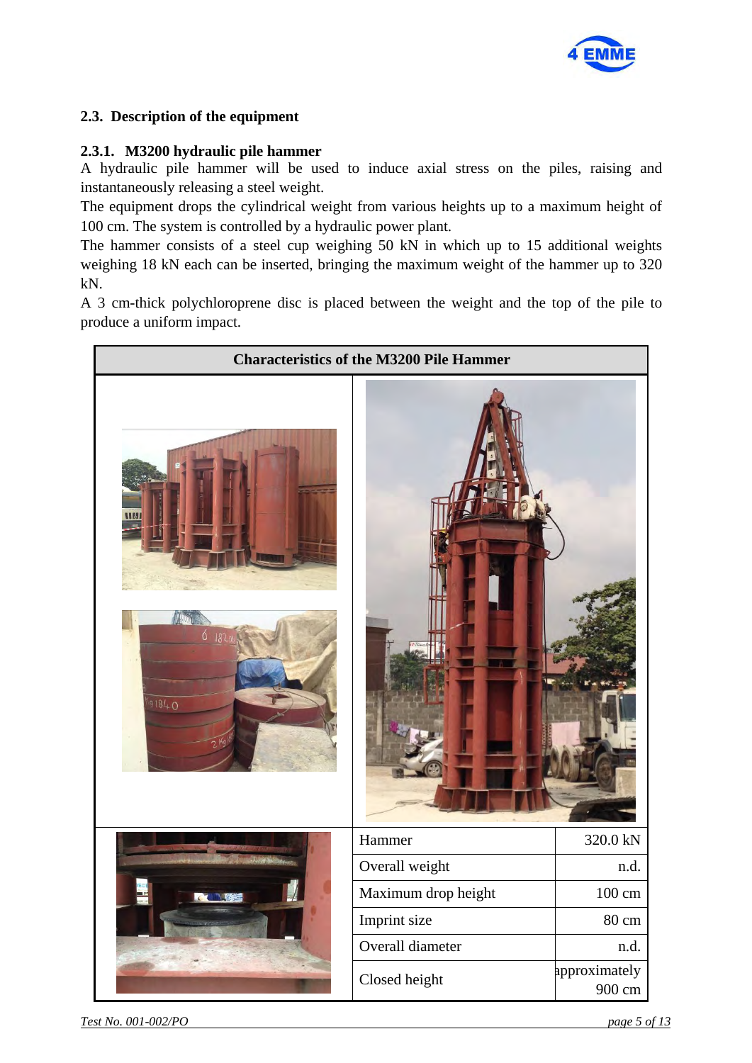## 2.3. Description of the equipment

### 2.3.1. M3200 hydraulic pile hammer

A hydraulic pile hammer will be used to induce axial stress on the piles, raising and instantaneously releasing a steel weight.

The equipment drops the cylindrical weight from various heights up to a maximum height of 100 cm. The system is controlled by a hydraulic power plant.

The hammer consists of a steel cup weighing 50 kN in which up to 15 additional weights weighing 18 kN each can be inserted, bringing the maximum weight of the hammer up to 320 kN.

A 3 cm-thick polychloroprene disc is placed between the weight and the top of the pile to produce a uniform impact.

**Characteristics of the M3200 Pile Hammer**

| Characteristic | Value |
|---|---|
| Hammer | 320.0 kN |
| Overall weight | n.d. |
| Maximum drop height | 100 cm |
| Imprint size | 80 cm |
| Overall diameter | n.d. |
| Closed height | approximately 900 cm |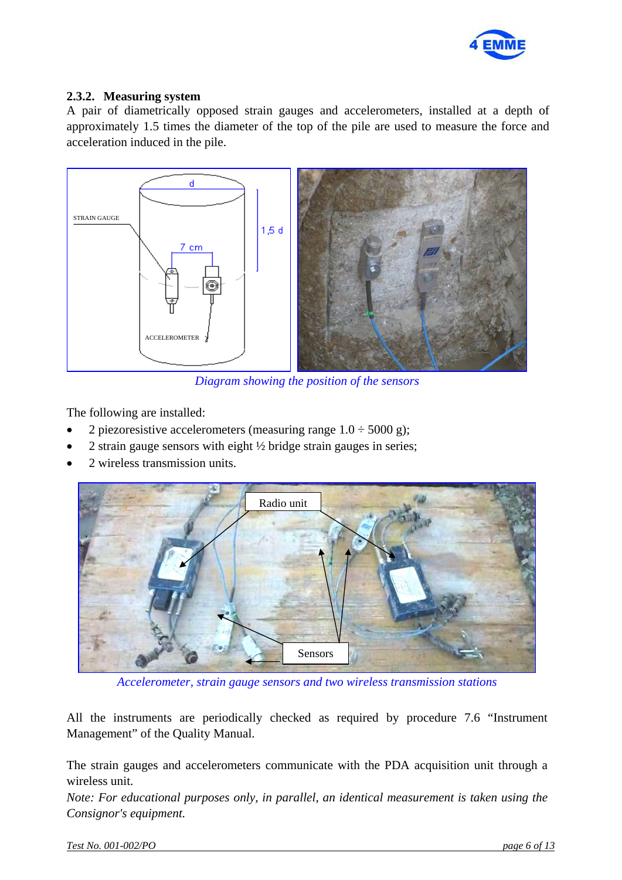### 2.3.2. Measuring system

A pair of diametrically opposed strain gauges and accelerometers, installed at a depth of approximately 1.5 times the diameter of the top of the pile are used to measure the force and acceleration induced in the pile.

*Diagram showing the position of the sensors*

The following are installed:

- 2 piezoresistive accelerometers (measuring range 1.0 ÷ 5000 g);
- 2 strain gauge sensors with eight ½ bridge strain gauges in series;
- 2 wireless transmission units.

*Accelerometer, strain gauge sensors and two wireless transmission stations*

All the instruments are periodically checked as required by procedure 7.6 "Instrument Management" of the Quality Manual.

The strain gauges and accelerometers communicate with the PDA acquisition unit through a wireless unit.

*Note: For educational purposes only, in parallel, an identical measurement is taken using the Consignor's equipment.*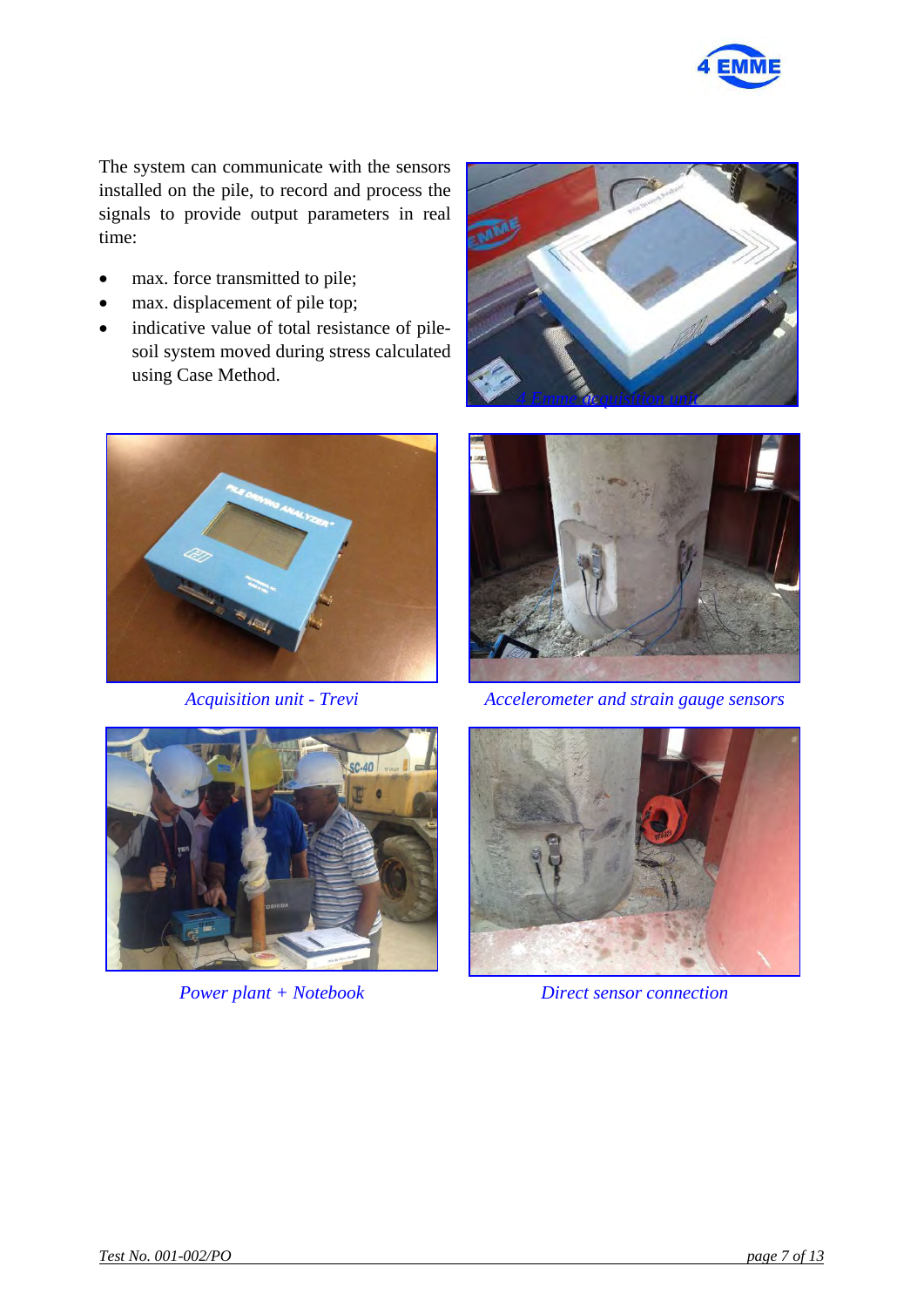The system can communicate with the sensors installed on the pile, to record and process the signals to provide output parameters in real time:

- max. force transmitted to pile;
- max. displacement of pile top;
- indicative value of total resistance of pile-soil system moved during stress calculated using Case Method.

*4 Emme acquisition unit*

*Acquisition unit - Trevi*

*Accelerometer and strain gauge sensors*

*Power plant + Notebook*

*Direct sensor connection*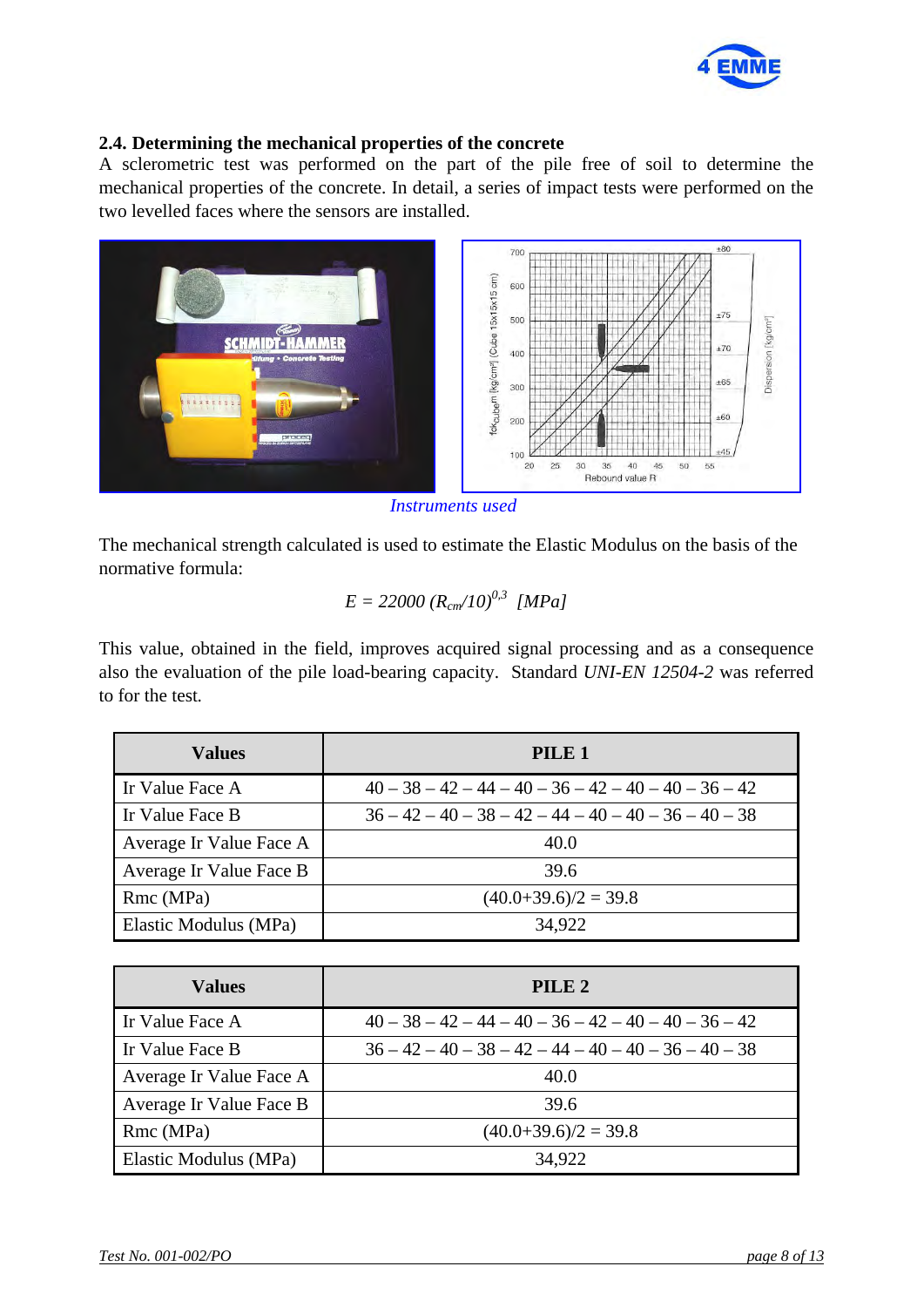### 2.4. Determining the mechanical properties of the concrete

A sclerometric test was performed on the part of the pile free of soil to determine the mechanical properties of the concrete. In detail, a series of impact tests were performed on the two levelled faces where the sensors are installed.

*Instruments used*

The mechanical strength calculated is used to estimate the Elastic Modulus on the basis of the normative formula:

$$E = 22000\ (R_{cm}/10)^{0,3}\ \ [MPa]$$

This value, obtained in the field, improves acquired signal processing and as a consequence also the evaluation of the pile load-bearing capacity. Standard *UNI-EN 12504-2* was referred to for the test.

| Values | PILE 1 |
|---|---|
| Ir Value Face A | 40 – 38 – 42 – 44 – 40 – 36 – 42 – 40 – 40 – 36 – 42 |
| Ir Value Face B | 36 – 42 – 40 – 38 – 42 – 44 – 40 – 40 – 36 – 40 – 38 |
| Average Ir Value Face A | 40.0 |
| Average Ir Value Face B | 39.6 |
| Rmc (MPa) | (40.0+39.6)/2 = 39.8 |
| Elastic Modulus (MPa) | 34,922 |

| Values | PILE 2 |
|---|---|
| Ir Value Face A | 40 – 38 – 42 – 44 – 40 – 36 – 42 – 40 – 40 – 36 – 42 |
| Ir Value Face B | 36 – 42 – 40 – 38 – 42 – 44 – 40 – 40 – 36 – 40 – 38 |
| Average Ir Value Face A | 40.0 |
| Average Ir Value Face B | 39.6 |
| Rmc (MPa) | (40.0+39.6)/2 = 39.8 |
| Elastic Modulus (MPa) | 34,922 |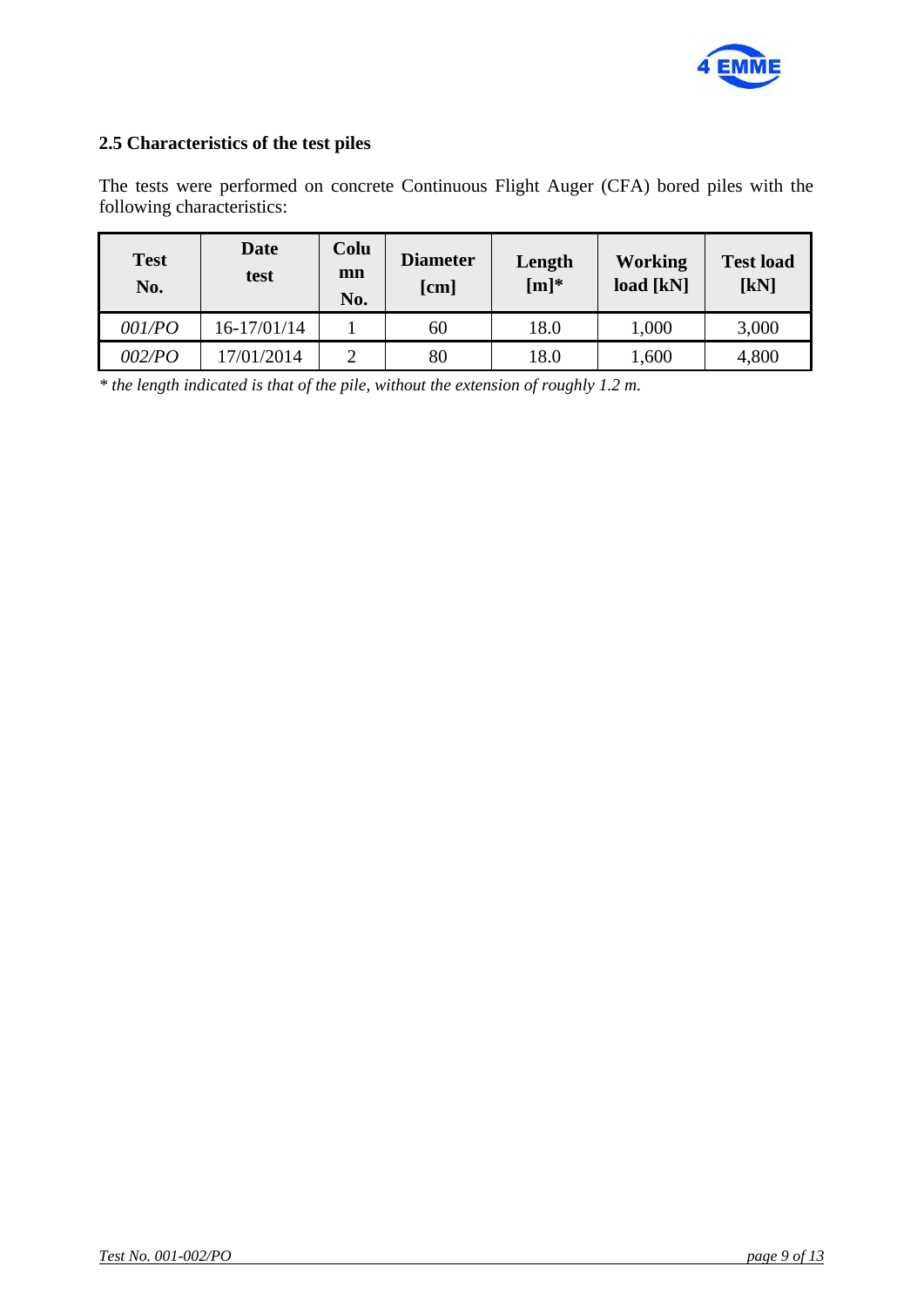## 2.5 Characteristics of the test piles

The tests were performed on concrete Continuous Flight Auger (CFA) bored piles with the following characteristics:

| Test No. | Date test | Column No. | Diameter [cm] | Length [m]* | Working load [kN] | Test load [kN] |
|---|---|---|---|---|---|---|
| *001/PO* | 16-17/01/14 | 1 | 60 | 18.0 | 1,000 | 3,000 |
| *002/PO* | 17/01/2014 | 2 | 80 | 18.0 | 1,600 | 4,800 |

*\* the length indicated is that of the pile, without the extension of roughly 1.2 m.*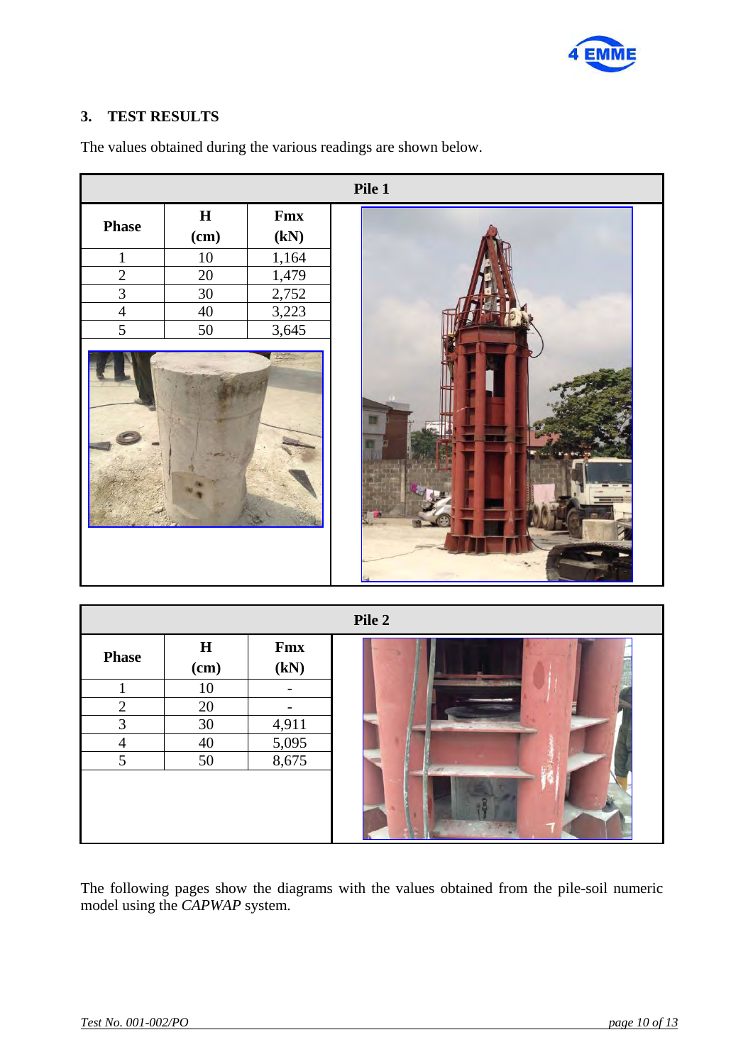## 3. TEST RESULTS

The values obtained during the various readings are shown below.

**Pile 1**

| Phase | H (cm) | Fmx (kN) |
|---|---|---|
| 1 | 10 | 1,164 |
| 2 | 20 | 1,479 |
| 3 | 30 | 2,752 |
| 4 | 40 | 3,223 |
| 5 | 50 | 3,645 |

**Pile 2**

| Phase | H (cm) | Fmx (kN) |
|---|---|---|
| 1 | 10 | - |
| 2 | 20 | - |
| 3 | 30 | 4,911 |
| 4 | 40 | 5,095 |
| 5 | 50 | 8,675 |

The following pages show the diagrams with the values obtained from the pile-soil numeric model using the *CAPWAP* system.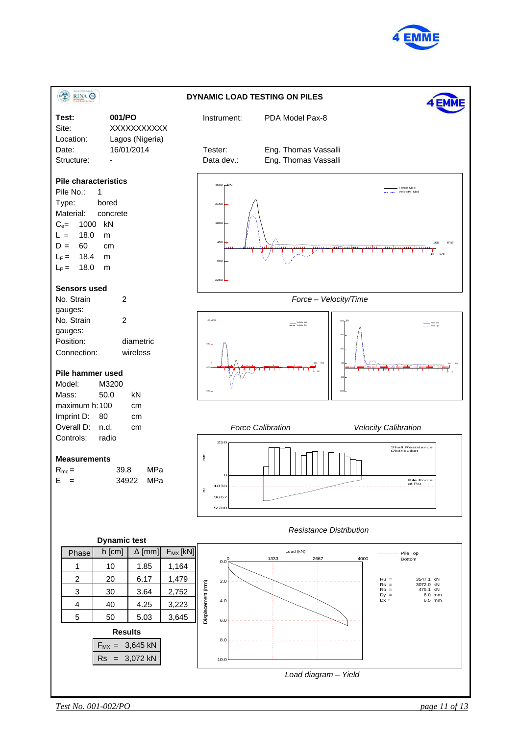## DYNAMIC LOAD TESTING ON PILES

**Test:** 001/PO
Site: XXXXXXXXXXX
Location: Lagos (Nigeria)
Date: 16/01/2014
Structure: -

Instrument: PDA Model Pax-8

Tester: Eng. Thomas Vassalli
Data dev.: Eng. Thomas Vassalli

### Pile characteristics

Pile No.: 1
Type: bored
Material: concrete
$C_e$ = 1000 kN
L = 18.0 m
D = 60 cm
$L_E$ = 18.4 m
$L_P$ = 18.0 m

### Sensors used

No. Strain gauges: 2
No. Strain gauges: 2
Position: diametric
Connection: wireless

### Pile hammer used

Model: M3200
Mass: 50.0 kN
maximum h: 100 cm
Imprint D: 80 cm
Overall D: n.d. cm
Controls: radio

### Measurements

$R_{mc}$ = 39.8 MPa
E = 34922 MPa

*Force – Velocity/Time*

*Force Calibration* *Velocity Calibration*

*Resistance Distribution*

Ru = 3547.1 kN
Rs = 3072.0 kN
Rb = 475.1 kN
Dy = 6.0 mm
Dx = 6.5 mm

*Load diagram – Yield*

**Dynamic test**

| Phase | h [cm] | Δ [mm] | $F_{MX}$ [kN] |
|---|---|---|---|
| 1 | 10 | 1.85 | 1,164 |
| 2 | 20 | 6.17 | 1,479 |
| 3 | 30 | 3.64 | 2,752 |
| 4 | 40 | 4.25 | 3,223 |
| 5 | 50 | 5.03 | 3,645 |

**Results**

| | |
|---|---|
| $F_{MX}$ = | 3,645 kN |
| Rs = | 3,072 kN |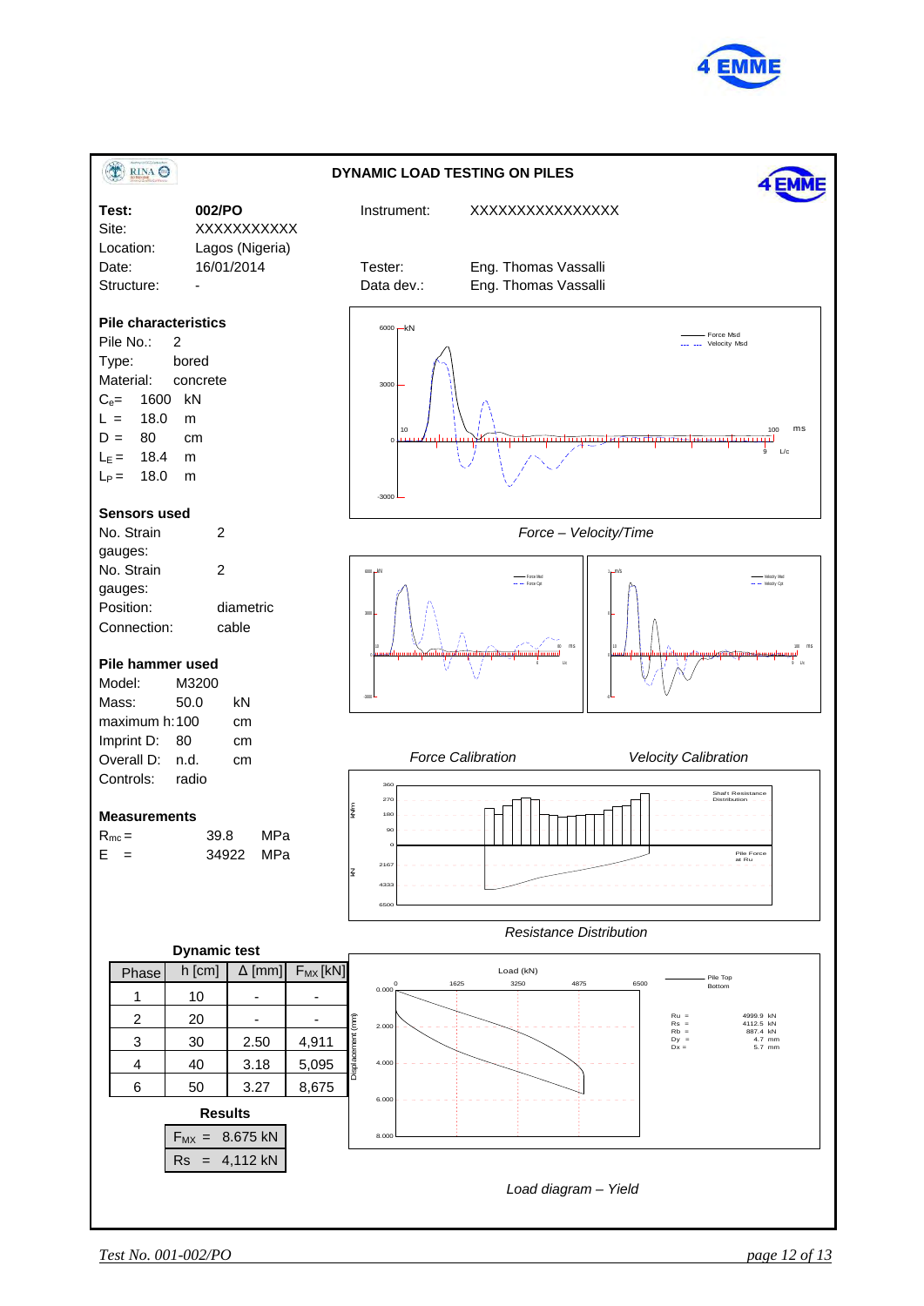## DYNAMIC LOAD TESTING ON PILES

**Test:** **002/PO**
Site: XXXXXXXXXXX
Location: Lagos (Nigeria)
Date: 16/01/2014
Structure: -

Instrument: XXXXXXXXXXXXXXX

Tester: Eng. Thomas Vassalli
Data dev.: Eng. Thomas Vassalli

### Pile characteristics

Pile No.: 2
Type: bored
Material: concrete
$C_e$ = 1600 kN
L = 18.0 m
D = 80 cm
$L_E$ = 18.4 m
$L_P$ = 18.0 m

### Sensors used

No. Strain gauges: 2
No. Strain gauges: 2
Position: diametric
Connection: cable

### Pile hammer used

Model: M3200
Mass: 50.0 kN
maximum h: 100 cm
Imprint D: 80 cm
Overall D: n.d. cm
Controls: radio

### Measurements

$R_{mc}$ = 39.8 MPa
E = 34922 MPa

*Force – Velocity/Time*

*Force Calibration*

*Velocity Calibration*

*Resistance Distribution*

Ru = 4999.9 kN
Rs = 4112.5 kN
Rb = 887.4 kN
Dy = 4.7 mm
Dx = 5.7 mm

*Load diagram – Yield*

### Dynamic test

| Phase | h [cm] | Δ [mm] | $F_{MX}$ [kN] |
|---|---|---|---|
| 1 | 10 | - | - |
| 2 | 20 | - | - |
| 3 | 30 | 2.50 | 4,911 |
| 4 | 40 | 3.18 | 5,095 |
| 6 | 50 | 3.27 | 8,675 |

### Results

| | |
|---|---|
| $F_{MX}$ = | 8.675 kN |
| Rs = | 4,112 kN |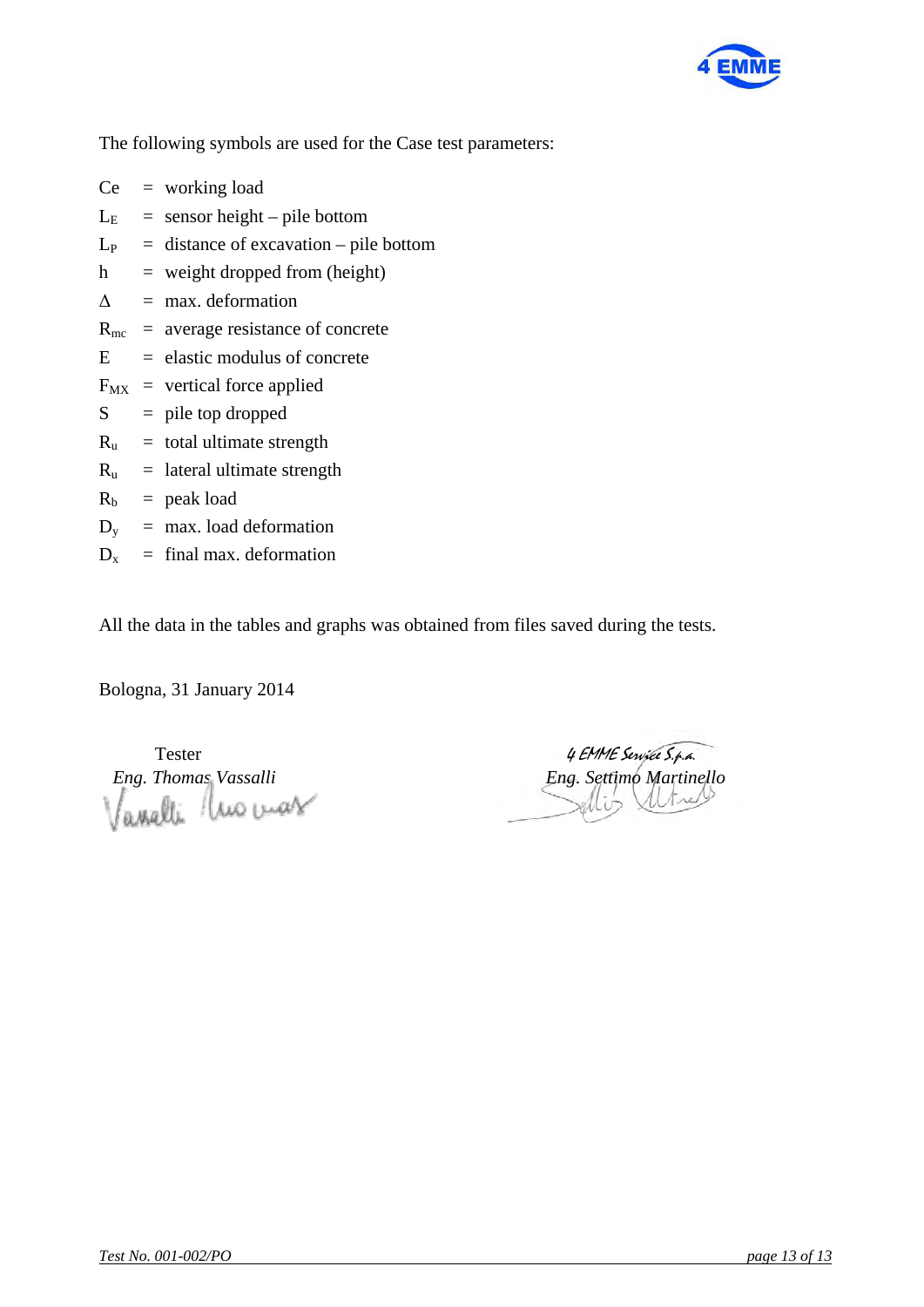The following symbols are used for the Case test parameters:

$Ce$ = working load
$L_E$ = sensor height – pile bottom
$L_P$ = distance of excavation – pile bottom
$h$ = weight dropped from (height)
$\Delta$ = max. deformation
$R_{mc}$ = average resistance of concrete
$E$ = elastic modulus of concrete
$F_{MX}$ = vertical force applied
$S$ = pile top dropped
$R_u$ = total ultimate strength
$R_u$ = lateral ultimate strength
$R_b$ = peak load
$D_y$ = max. load deformation
$D_x$ = final max. deformation

All the data in the tables and graphs was obtained from files saved during the tests.

Bologna, 31 January 2014

Tester
*Eng. Thomas Vassalli*

*4 EMME Service S.p.a.*
*Eng. Settimo Martinello*